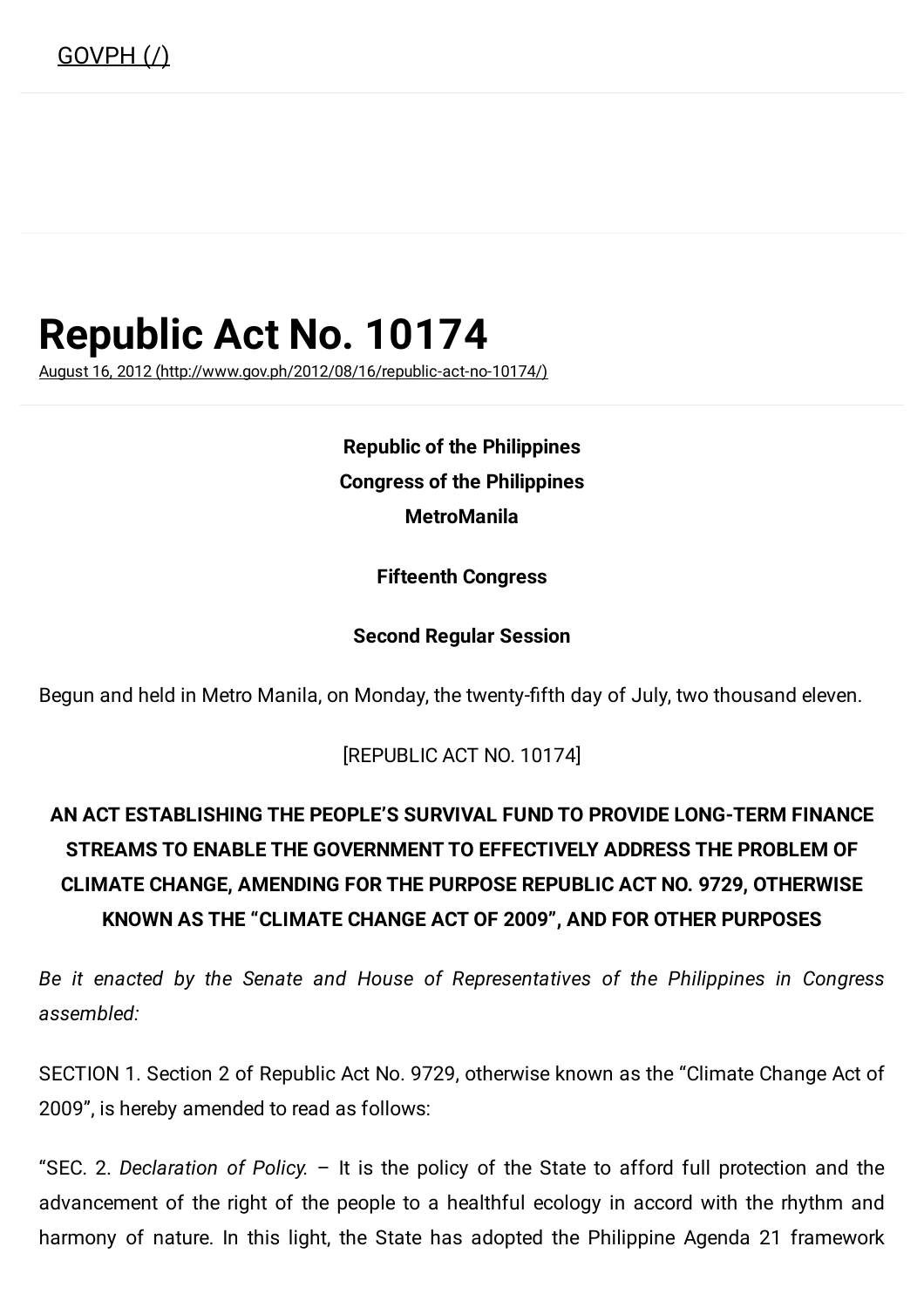GOVPH (/)

# Republic Act No. 10174

August 16, 2012 (http://www.gov.ph/2012/08/16/republic-act-no-10174/)

**Republic of the Philippines**

**Congress of the Philippines**

**MetroManila**

**Fifteenth Congress**

**Second Regular Session**

Begun and held in Metro Manila, on Monday, the twenty-fifth day of July, two thousand eleven.

[REPUBLIC ACT NO. 10174]

**AN ACT ESTABLISHING THE PEOPLE'S SURVIVAL FUND TO PROVIDE LONG-TERM FINANCE STREAMS TO ENABLE THE GOVERNMENT TO EFFECTIVELY ADDRESS THE PROBLEM OF CLIMATE CHANGE, AMENDING FOR THE PURPOSE REPUBLIC ACT NO. 9729, OTHERWISE KNOWN AS THE "CLIMATE CHANGE ACT OF 2009", AND FOR OTHER PURPOSES**

*Be it enacted by the Senate and House of Representatives of the Philippines in Congress assembled:*

SECTION 1. Section 2 of Republic Act No. 9729, otherwise known as the "Climate Change Act of 2009", is hereby amended to read as follows:

"SEC. 2. *Declaration of Policy.* – It is the policy of the State to afford full protection and the advancement of the right of the people to a healthful ecology in accord with the rhythm and harmony of nature. In this light, the State has adopted the Philippine Agenda 21 framework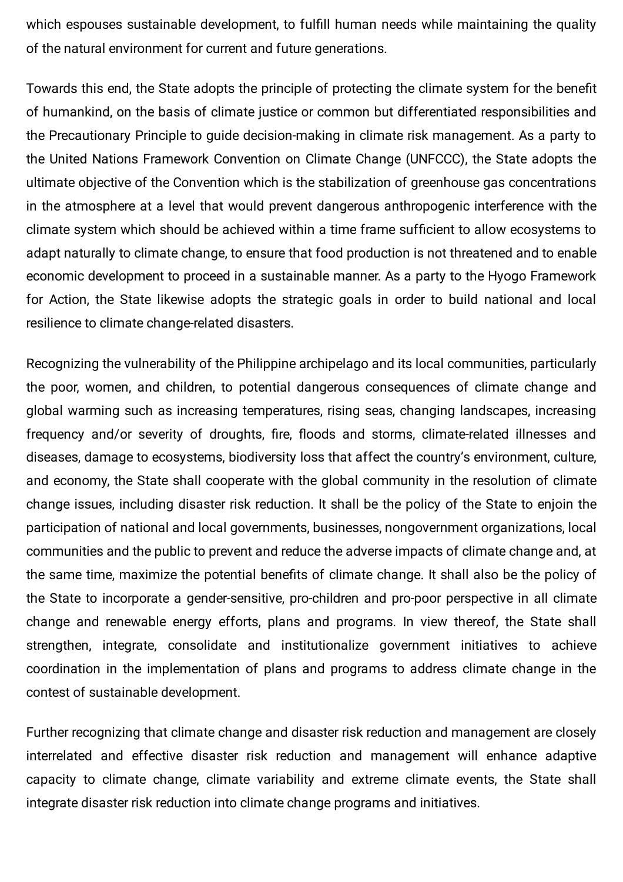which espouses sustainable development, to fulfill human needs while maintaining the quality of the natural environment for current and future generations.

Towards this end, the State adopts the principle of protecting the climate system for the benefit of humankind, on the basis of climate justice or common but differentiated responsibilities and the Precautionary Principle to guide decision-making in climate risk management. As a party to the United Nations Framework Convention on Climate Change (UNFCCC), the State adopts the ultimate objective of the Convention which is the stabilization of greenhouse gas concentrations in the atmosphere at a level that would prevent dangerous anthropogenic interference with the climate system which should be achieved within a time frame sufficient to allow ecosystems to adapt naturally to climate change, to ensure that food production is not threatened and to enable economic development to proceed in a sustainable manner. As a party to the Hyogo Framework for Action, the State likewise adopts the strategic goals in order to build national and local resilience to climate change-related disasters.

Recognizing the vulnerability of the Philippine archipelago and its local communities, particularly the poor, women, and children, to potential dangerous consequences of climate change and global warming such as increasing temperatures, rising seas, changing landscapes, increasing frequency and/or severity of droughts, fire, floods and storms, climate-related illnesses and diseases, damage to ecosystems, biodiversity loss that affect the country's environment, culture, and economy, the State shall cooperate with the global community in the resolution of climate change issues, including disaster risk reduction. It shall be the policy of the State to enjoin the participation of national and local governments, businesses, nongovernment organizations, local communities and the public to prevent and reduce the adverse impacts of climate change and, at the same time, maximize the potential benefits of climate change. It shall also be the policy of the State to incorporate a gender-sensitive, pro-children and pro-poor perspective in all climate change and renewable energy efforts, plans and programs. In view thereof, the State shall strengthen, integrate, consolidate and institutionalize government initiatives to achieve coordination in the implementation of plans and programs to address climate change in the contest of sustainable development.

Further recognizing that climate change and disaster risk reduction and management are closely interrelated and effective disaster risk reduction and management will enhance adaptive capacity to climate change, climate variability and extreme climate events, the State shall integrate disaster risk reduction into climate change programs and initiatives.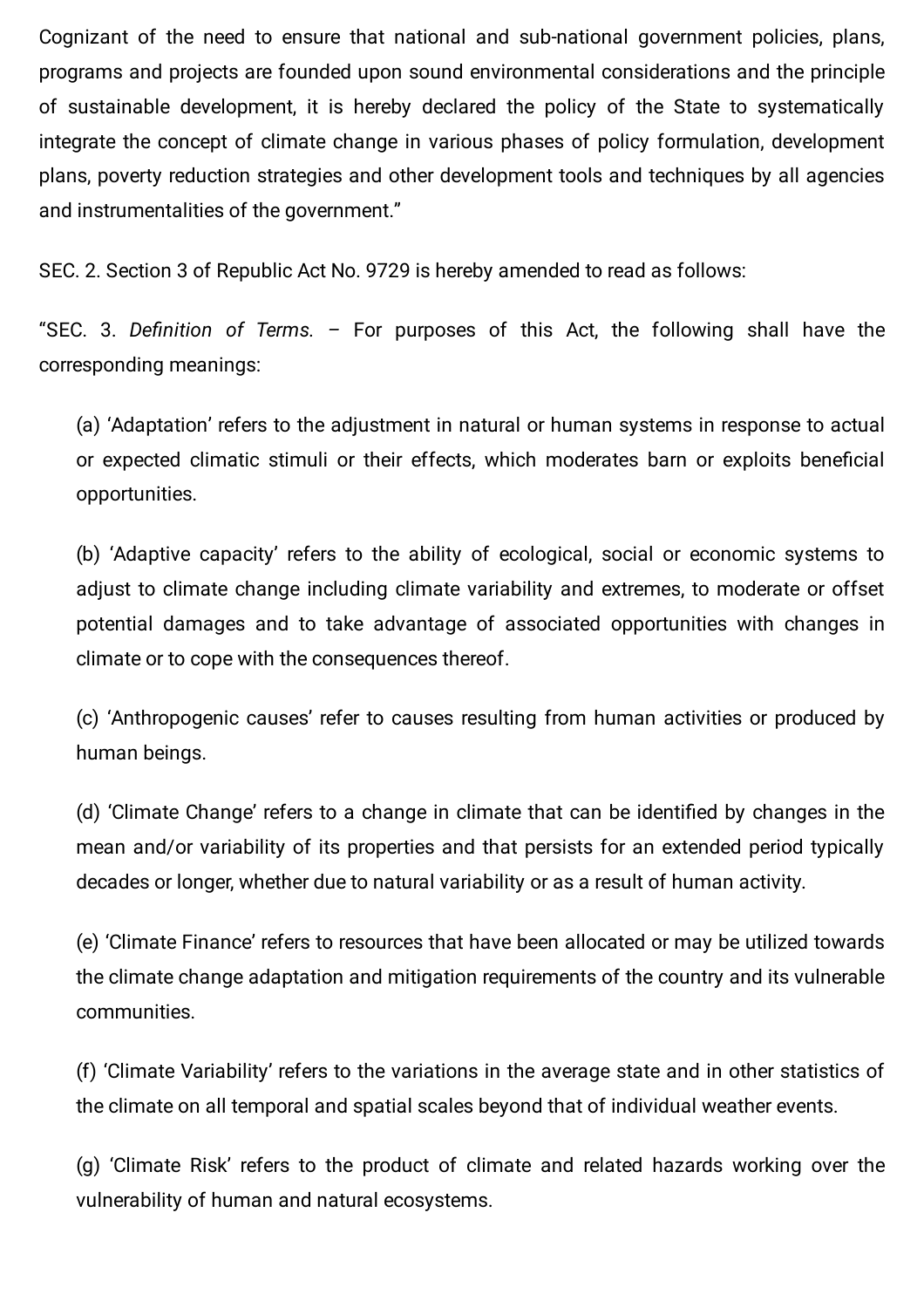Cognizant of the need to ensure that national and sub-national government policies, plans, programs and projects are founded upon sound environmental considerations and the principle of sustainable development, it is hereby declared the policy of the State to systematically integrate the concept of climate change in various phases of policy formulation, development plans, poverty reduction strategies and other development tools and techniques by all agencies and instrumentalities of the government."

SEC. 2. Section 3 of Republic Act No. 9729 is hereby amended to read as follows:

"SEC. 3. *Definition of Terms*. – For purposes of this Act, the following shall have the corresponding meanings:

(a) 'Adaptation' refers to the adjustment in natural or human systems in response to actual or expected climatic stimuli or their effects, which moderates barn or exploits beneficial opportunities.

(b) 'Adaptive capacity' refers to the ability of ecological, social or economic systems to adjust to climate change including climate variability and extremes, to moderate or offset potential damages and to take advantage of associated opportunities with changes in climate or to cope with the consequences thereof.

(c) 'Anthropogenic causes' refer to causes resulting from human activities or produced by human beings.

(d) 'Climate Change' refers to a change in climate that can be identified by changes in the mean and/or variability of its properties and that persists for an extended period typically decades or longer, whether due to natural variability or as a result of human activity.

(e) 'Climate Finance' refers to resources that have been allocated or may be utilized towards the climate change adaptation and mitigation requirements of the country and its vulnerable communities.

(f) 'Climate Variability' refers to the variations in the average state and in other statistics of the climate on all temporal and spatial scales beyond that of individual weather events.

(g) 'Climate Risk' refers to the product of climate and related hazards working over the vulnerability of human and natural ecosystems.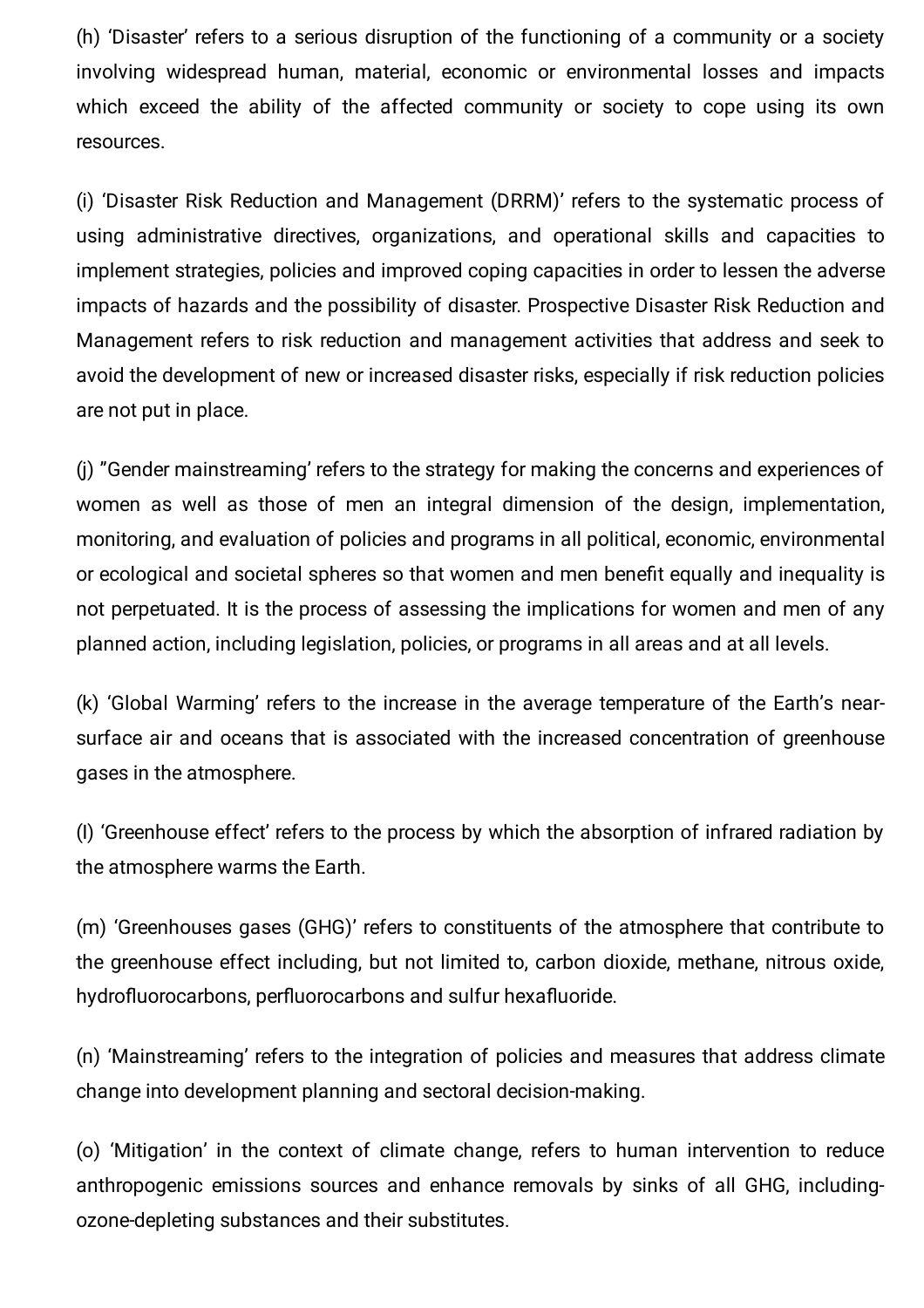(h) 'Disaster' refers to a serious disruption of the functioning of a community or a society involving widespread human, material, economic or environmental losses and impacts which exceed the ability of the affected community or society to cope using its own resources.

(i) 'Disaster Risk Reduction and Management (DRRM)' refers to the systematic process of using administrative directives, organizations, and operational skills and capacities to implement strategies, policies and improved coping capacities in order to lessen the adverse impacts of hazards and the possibility of disaster. Prospective Disaster Risk Reduction and Management refers to risk reduction and management activities that address and seek to avoid the development of new or increased disaster risks, especially if risk reduction policies are not put in place.

(j) ''Gender mainstreaming' refers to the strategy for making the concerns and experiences of women as well as those of men an integral dimension of the design, implementation, monitoring, and evaluation of policies and programs in all political, economic, environmental or ecological and societal spheres so that women and men benefit equally and inequality is not perpetuated. It is the process of assessing the implications for women and men of any planned action, including legislation, policies, or programs in all areas and at all levels.

(k) 'Global Warming' refers to the increase in the average temperature of the Earth's near-surface air and oceans that is associated with the increased concentration of greenhouse gases in the atmosphere.

(l) 'Greenhouse effect' refers to the process by which the absorption of infrared radiation by the atmosphere warms the Earth.

(m) 'Greenhouses gases (GHG)' refers to constituents of the atmosphere that contribute to the greenhouse effect including, but not limited to, carbon dioxide, methane, nitrous oxide, hydrofluorocarbons, perfluorocarbons and sulfur hexafluoride.

(n) 'Mainstreaming' refers to the integration of policies and measures that address climate change into development planning and sectoral decision-making.

(o) 'Mitigation' in the context of climate change, refers to human intervention to reduce anthropogenic emissions sources and enhance removals by sinks of all GHG, including-ozone-depleting substances and their substitutes.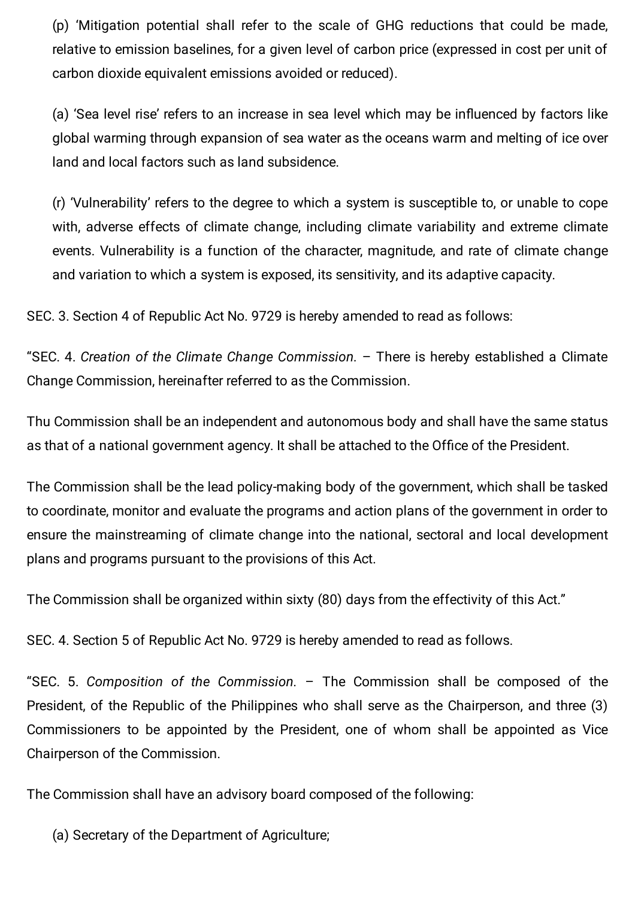(p) 'Mitigation potential shall refer to the scale of GHG reductions that could be made, relative to emission baselines, for a given level of carbon price (expressed in cost per unit of carbon dioxide equivalent emissions avoided or reduced).

(a) 'Sea level rise' refers to an increase in sea level which may be influenced by factors like global warming through expansion of sea water as the oceans warm and melting of ice over land and local factors such as land subsidence.

(r) 'Vulnerability' refers to the degree to which a system is susceptible to, or unable to cope with, adverse effects of climate change, including climate variability and extreme climate events. Vulnerability is a function of the character, magnitude, and rate of climate change and variation to which a system is exposed, its sensitivity, and its adaptive capacity.

SEC. 3. Section 4 of Republic Act No. 9729 is hereby amended to read as follows:

"SEC. 4. *Creation of the Climate Change Commission.* – There is hereby established a Climate Change Commission, hereinafter referred to as the Commission.

Thu Commission shall be an independent and autonomous body and shall have the same status as that of a national government agency. It shall be attached to the Office of the President.

The Commission shall be the lead policy-making body of the government, which shall be tasked to coordinate, monitor and evaluate the programs and action plans of the government in order to ensure the mainstreaming of climate change into the national, sectoral and local development plans and programs pursuant to the provisions of this Act.

The Commission shall be organized within sixty (80) days from the effectivity of this Act."

SEC. 4. Section 5 of Republic Act No. 9729 is hereby amended to read as follows.

"SEC. 5. *Composition of the Commission.* – The Commission shall be composed of the President, of the Republic of the Philippines who shall serve as the Chairperson, and three (3) Commissioners to be appointed by the President, one of whom shall be appointed as Vice Chairperson of the Commission.

The Commission shall have an advisory board composed of the following:

(a) Secretary of the Department of Agriculture;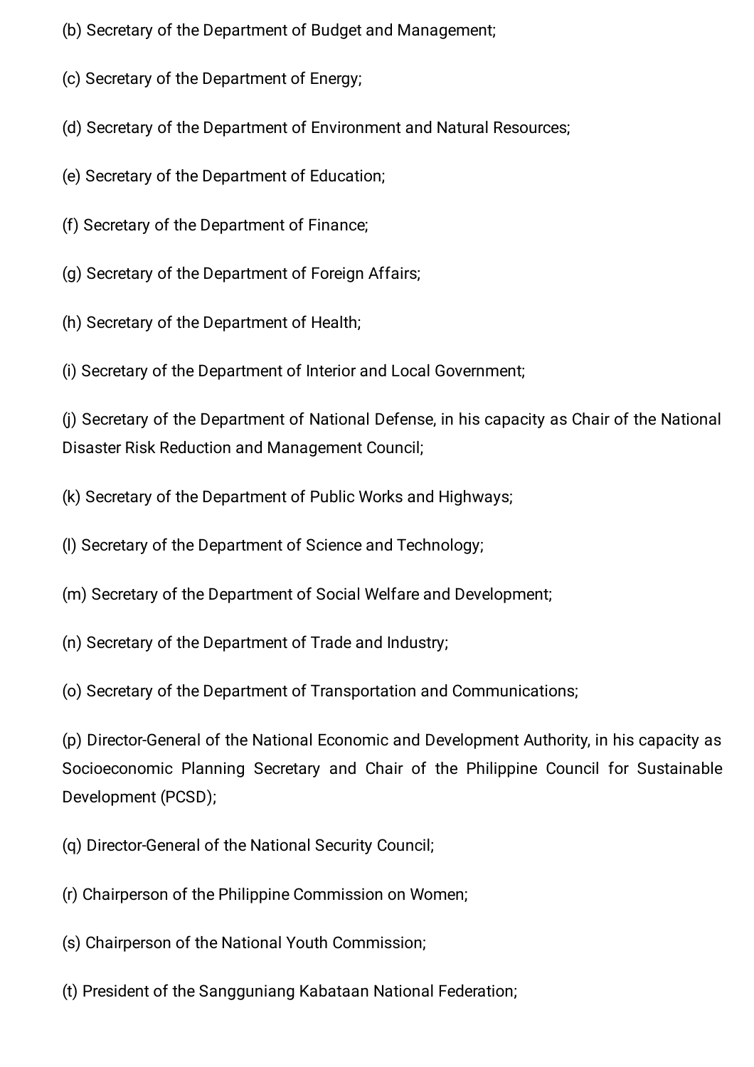(b) Secretary of the Department of Budget and Management;

(c) Secretary of the Department of Energy;

(d) Secretary of the Department of Environment and Natural Resources;

(e) Secretary of the Department of Education;

(f) Secretary of the Department of Finance;

(g) Secretary of the Department of Foreign Affairs;

(h) Secretary of the Department of Health;

(i) Secretary of the Department of Interior and Local Government;

(j) Secretary of the Department of National Defense, in his capacity as Chair of the National Disaster Risk Reduction and Management Council;

(k) Secretary of the Department of Public Works and Highways;

(l) Secretary of the Department of Science and Technology;

(m) Secretary of the Department of Social Welfare and Development;

(n) Secretary of the Department of Trade and Industry;

(o) Secretary of the Department of Transportation and Communications;

(p) Director-General of the National Economic and Development Authority, in his capacity as Socioeconomic Planning Secretary and Chair of the Philippine Council for Sustainable Development (PCSD);

(q) Director-General of the National Security Council;

(r) Chairperson of the Philippine Commission on Women;

(s) Chairperson of the National Youth Commission;

(t) President of the Sangguniang Kabataan National Federation;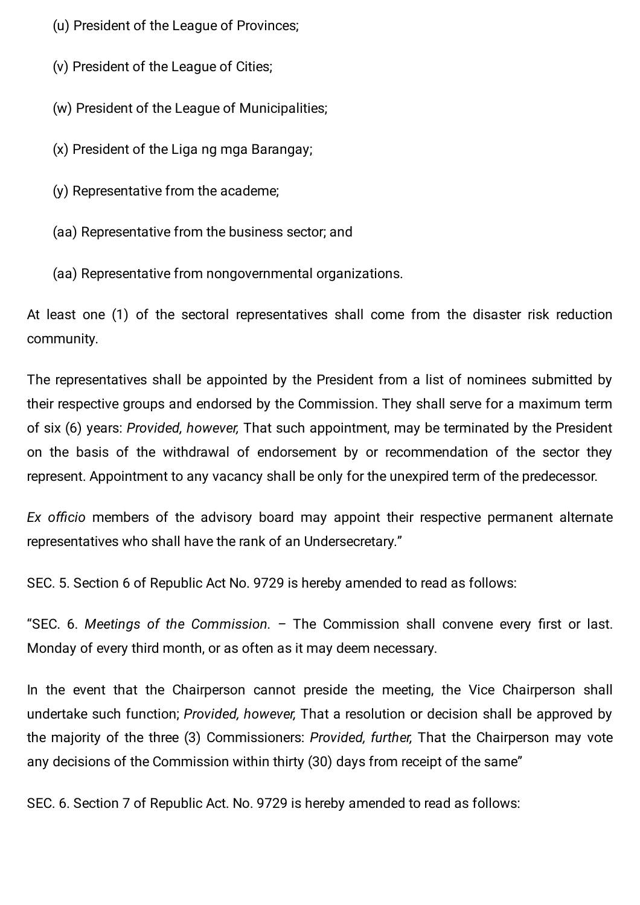(u) President of the League of Provinces;

(v) President of the League of Cities;

(w) President of the League of Municipalities;

(x) President of the Liga ng mga Barangay;

(y) Representative from the academe;

(aa) Representative from the business sector; and

(aa) Representative from nongovernmental organizations.

At least one (1) of the sectoral representatives shall come from the disaster risk reduction community.

The representatives shall be appointed by the President from a list of nominees submitted by their respective groups and endorsed by the Commission. They shall serve for a maximum term of six (6) years: *Provided, however,* That such appointment, may be terminated by the President on the basis of the withdrawal of endorsement by or recommendation of the sector they represent. Appointment to any vacancy shall be only for the unexpired term of the predecessor.

*Ex officio* members of the advisory board may appoint their respective permanent alternate representatives who shall have the rank of an Undersecretary."

SEC. 5. Section 6 of Republic Act No. 9729 is hereby amended to read as follows:

"SEC. 6. *Meetings of the Commission.* – The Commission shall convene every first or last. Monday of every third month, or as often as it may deem necessary.

In the event that the Chairperson cannot preside the meeting, the Vice Chairperson shall undertake such function; *Provided, however,* That a resolution or decision shall be approved by the majority of the three (3) Commissioners: *Provided, further,* That the Chairperson may vote any decisions of the Commission within thirty (30) days from receipt of the same"

SEC. 6. Section 7 of Republic Act. No. 9729 is hereby amended to read as follows: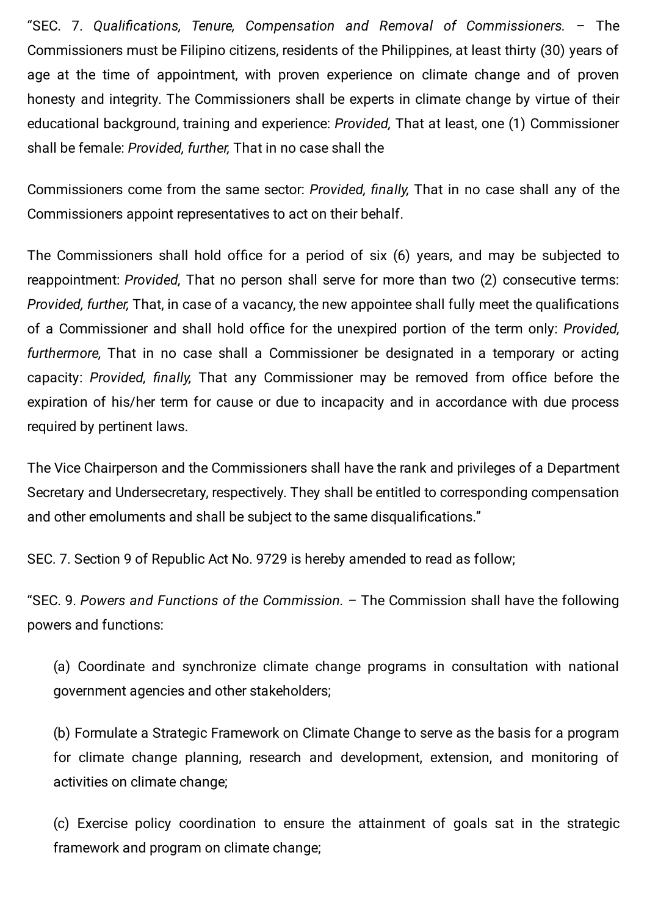"SEC. 7. *Qualifications, Tenure, Compensation and Removal of Commissioners.* – The Commissioners must be Filipino citizens, residents of the Philippines, at least thirty (30) years of age at the time of appointment, with proven experience on climate change and of proven honesty and integrity. The Commissioners shall be experts in climate change by virtue of their educational background, training and experience: *Provided,* That at least, one (1) Commissioner shall be female: *Provided, further,* That in no case shall the Commissioners come from the same sector: *Provided, finally,* That in no case shall any of the Commissioners appoint representatives to act on their behalf.

The Commissioners shall hold office for a period of six (6) years, and may be subjected to reappointment: *Provided,* That no person shall serve for more than two (2) consecutive terms: *Provided, further,* That, in case of a vacancy, the new appointee shall fully meet the qualifications of a Commissioner and shall hold office for the unexpired portion of the term only: *Provided, furthermore,* That in no case shall a Commissioner be designated in a temporary or acting capacity: *Provided, finally,* That any Commissioner may be removed from office before the expiration of his/her term for cause or due to incapacity and in accordance with due process required by pertinent laws.

The Vice Chairperson and the Commissioners shall have the rank and privileges of a Department Secretary and Undersecretary, respectively. They shall be entitled to corresponding compensation and other emoluments and shall be subject to the same disqualifications."

SEC. 7. Section 9 of Republic Act No. 9729 is hereby amended to read as follow;

"SEC. 9. *Powers and Functions of the Commission.* – The Commission shall have the following powers and functions:

(a) Coordinate and synchronize climate change programs in consultation with national government agencies and other stakeholders;

(b) Formulate a Strategic Framework on Climate Change to serve as the basis for a program for climate change planning, research and development, extension, and monitoring of activities on climate change;

(c) Exercise policy coordination to ensure the attainment of goals sat in the strategic framework and program on climate change;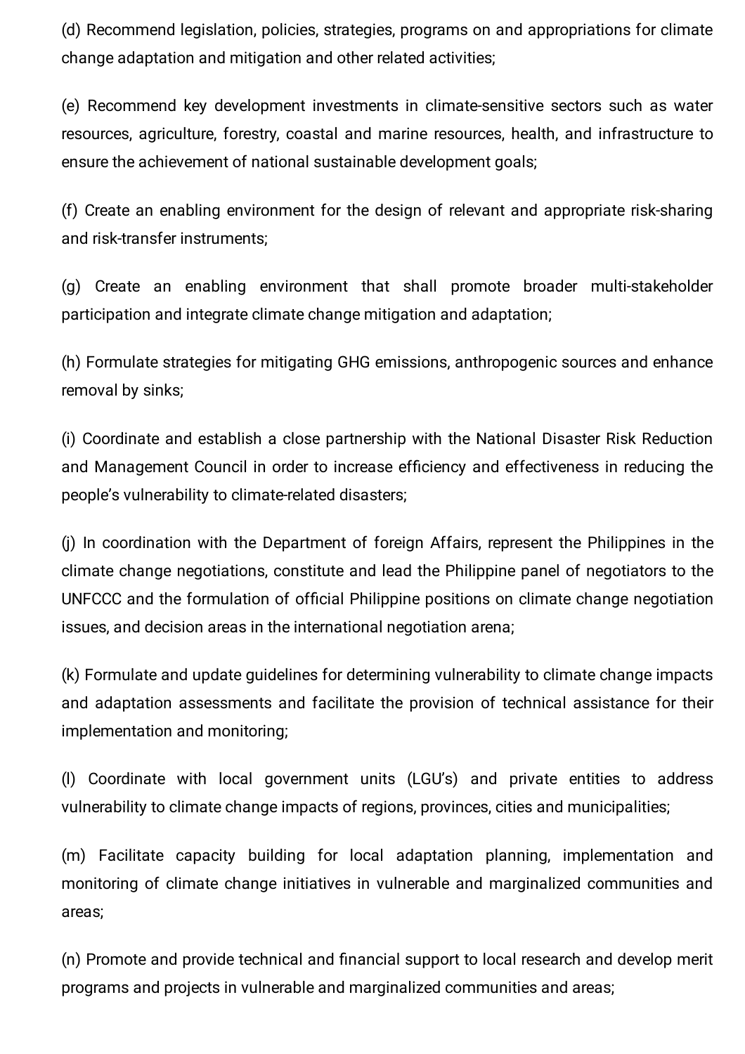(d) Recommend legislation, policies, strategies, programs on and appropriations for climate change adaptation and mitigation and other related activities;

(e) Recommend key development investments in climate-sensitive sectors such as water resources, agriculture, forestry, coastal and marine resources, health, and infrastructure to ensure the achievement of national sustainable development goals;

(f) Create an enabling environment for the design of relevant and appropriate risk-sharing and risk-transfer instruments;

(g) Create an enabling environment that shall promote broader multi-stakeholder participation and integrate climate change mitigation and adaptation;

(h) Formulate strategies for mitigating GHG emissions, anthropogenic sources and enhance removal by sinks;

(i) Coordinate and establish a close partnership with the National Disaster Risk Reduction and Management Council in order to increase efficiency and effectiveness in reducing the people's vulnerability to climate-related disasters;

(j) In coordination with the Department of foreign Affairs, represent the Philippines in the climate change negotiations, constitute and lead the Philippine panel of negotiators to the UNFCCC and the formulation of official Philippine positions on climate change negotiation issues, and decision areas in the international negotiation arena;

(k) Formulate and update guidelines for determining vulnerability to climate change impacts and adaptation assessments and facilitate the provision of technical assistance for their implementation and monitoring;

(l) Coordinate with local government units (LGU's) and private entities to address vulnerability to climate change impacts of regions, provinces, cities and municipalities;

(m) Facilitate capacity building for local adaptation planning, implementation and monitoring of climate change initiatives in vulnerable and marginalized communities and areas;

(n) Promote and provide technical and financial support to local research and develop merit programs and projects in vulnerable and marginalized communities and areas;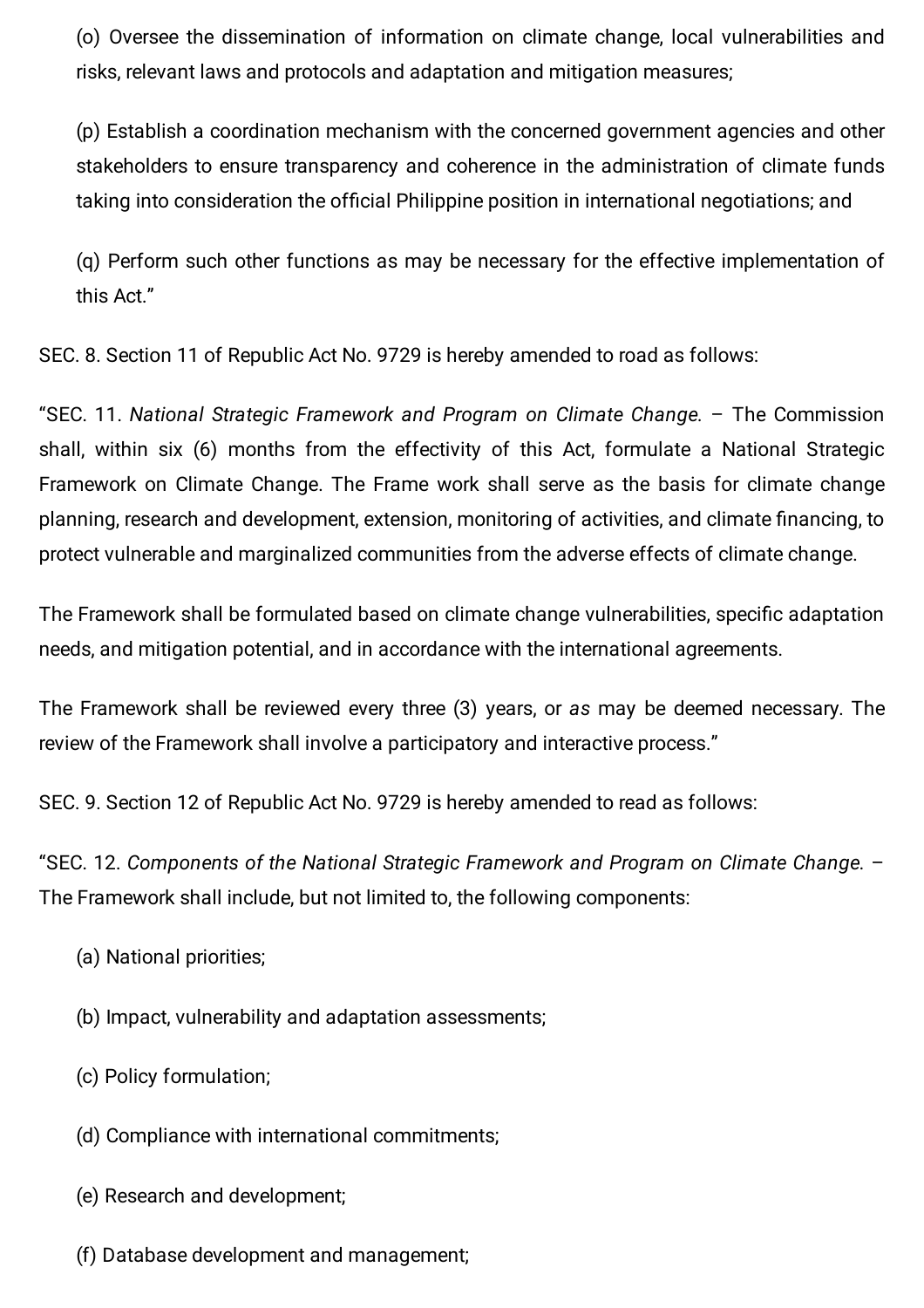(o) Oversee the dissemination of information on climate change, local vulnerabilities and risks, relevant laws and protocols and adaptation and mitigation measures;

(p) Establish a coordination mechanism with the concerned government agencies and other stakeholders to ensure transparency and coherence in the administration of climate funds taking into consideration the official Philippine position in international negotiations; and

(q) Perform such other functions as may be necessary for the effective implementation of this Act."

SEC. 8. Section 11 of Republic Act No. 9729 is hereby amended to road as follows:

"SEC. 11. *National Strategic Framework and Program on Climate Change.* – The Commission shall, within six (6) months from the effectivity of this Act, formulate a National Strategic Framework on Climate Change. The Frame work shall serve as the basis for climate change planning, research and development, extension, monitoring of activities, and climate financing, to protect vulnerable and marginalized communities from the adverse effects of climate change.

The Framework shall be formulated based on climate change vulnerabilities, specific adaptation needs, and mitigation potential, and in accordance with the international agreements.

The Framework shall be reviewed every three (3) years, or *as* may be deemed necessary. The review of the Framework shall involve a participatory and interactive process."

SEC. 9. Section 12 of Republic Act No. 9729 is hereby amended to read as follows:

"SEC. 12. *Components of the National Strategic Framework and Program on Climate Change.* – The Framework shall include, but not limited to, the following components:

(a) National priorities;

(b) Impact, vulnerability and adaptation assessments;

(c) Policy formulation;

(d) Compliance with international commitments;

(e) Research and development;

(f) Database development and management;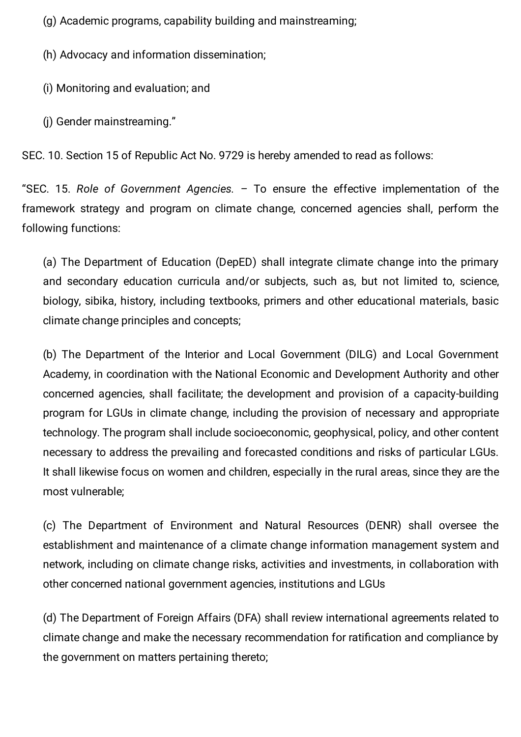(g) Academic programs, capability building and mainstreaming;

(h) Advocacy and information dissemination;

(i) Monitoring and evaluation; and

(j) Gender mainstreaming."

SEC. 10. Section 15 of Republic Act No. 9729 is hereby amended to read as follows:

"SEC. 15. *Role of Government Agencies.* – To ensure the effective implementation of the framework strategy and program on climate change, concerned agencies shall, perform the following functions:

(a) The Department of Education (DepED) shall integrate climate change into the primary and secondary education curricula and/or subjects, such as, but not limited to, science, biology, sibika, history, including textbooks, primers and other educational materials, basic climate change principles and concepts;

(b) The Department of the Interior and Local Government (DILG) and Local Government Academy, in coordination with the National Economic and Development Authority and other concerned agencies, shall facilitate; the development and provision of a capacity-building program for LGUs in climate change, including the provision of necessary and appropriate technology. The program shall include socioeconomic, geophysical, policy, and other content necessary to address the prevailing and forecasted conditions and risks of particular LGUs. It shall likewise focus on women and children, especially in the rural areas, since they are the most vulnerable;

(c) The Department of Environment and Natural Resources (DENR) shall oversee the establishment and maintenance of a climate change information management system and network, including on climate change risks, activities and investments, in collaboration with other concerned national government agencies, institutions and LGUs

(d) The Department of Foreign Affairs (DFA) shall review international agreements related to climate change and make the necessary recommendation for ratification and compliance by the government on matters pertaining thereto;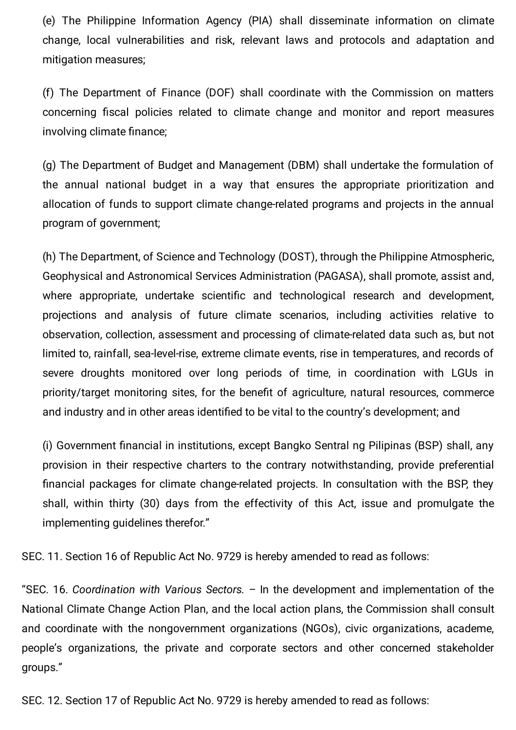(e) The Philippine Information Agency (PIA) shall disseminate information on climate change, local vulnerabilities and risk, relevant laws and protocols and adaptation and mitigation measures;

(f) The Department of Finance (DOF) shall coordinate with the Commission on matters concerning fiscal policies related to climate change and monitor and report measures involving climate finance;

(g) The Department of Budget and Management (DBM) shall undertake the formulation of the annual national budget in a way that ensures the appropriate prioritization and allocation of funds to support climate change-related programs and projects in the annual program of government;

(h) The Department, of Science and Technology (DOST), through the Philippine Atmospheric, Geophysical and Astronomical Services Administration (PAGASA), shall promote, assist and, where appropriate, undertake scientific and technological research and development, projections and analysis of future climate scenarios, including activities relative to observation, collection, assessment and processing of climate-related data such as, but not limited to, rainfall, sea-level-rise, extreme climate events, rise in temperatures, and records of severe droughts monitored over long periods of time, in coordination with LGUs in priority/target monitoring sites, for the benefit of agriculture, natural resources, commerce and industry and in other areas identified to be vital to the country's development; and

(i) Government financial in institutions, except Bangko Sentral ng Pilipinas (BSP) shall, any provision in their respective charters to the contrary notwithstanding, provide preferential financial packages for climate change-related projects. In consultation with the BSP, they shall, within thirty (30) days from the effectivity of this Act, issue and promulgate the implementing guidelines therefor."

SEC. 11. Section 16 of Republic Act No. 9729 is hereby amended to read as follows:

"SEC. 16. *Coordination with Various Sectors.* – In the development and implementation of the National Climate Change Action Plan, and the local action plans, the Commission shall consult and coordinate with the nongovernment organizations (NGOs), civic organizations, academe, people's organizations, the private and corporate sectors and other concerned stakeholder groups."

SEC. 12. Section 17 of Republic Act No. 9729 is hereby amended to read as follows: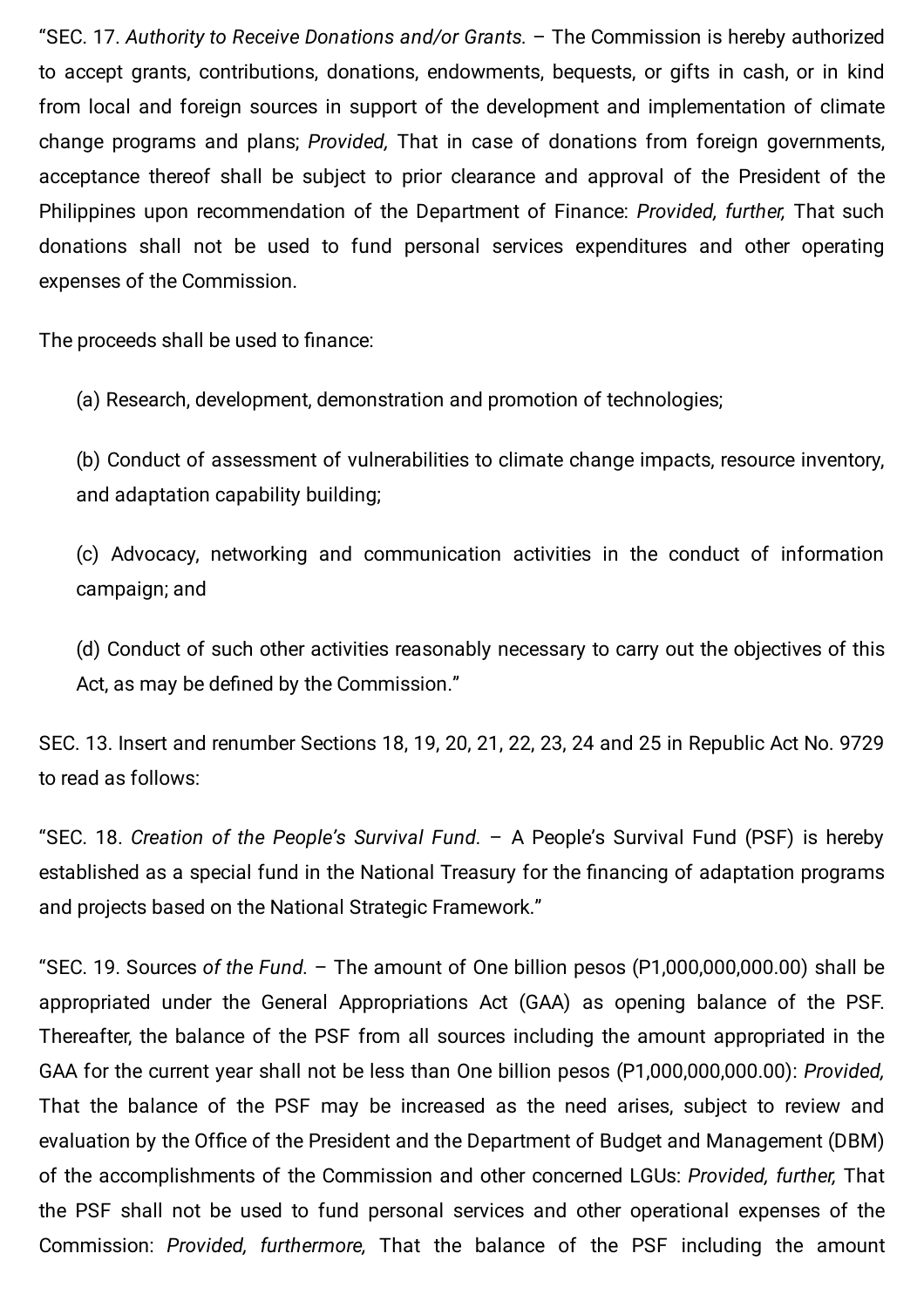"SEC. 17. *Authority to Receive Donations and/or Grants.* – The Commission is hereby authorized to accept grants, contributions, donations, endowments, bequests, or gifts in cash, or in kind from local and foreign sources in support of the development and implementation of climate change programs and plans; *Provided,* That in case of donations from foreign governments, acceptance thereof shall be subject to prior clearance and approval of the President of the Philippines upon recommendation of the Department of Finance: *Provided, further,* That such donations shall not be used to fund personal services expenditures and other operating expenses of the Commission.

The proceeds shall be used to finance:

(a) Research, development, demonstration and promotion of technologies;

(b) Conduct of assessment of vulnerabilities to climate change impacts, resource inventory, and adaptation capability building;

(c) Advocacy, networking and communication activities in the conduct of information campaign; and

(d) Conduct of such other activities reasonably necessary to carry out the objectives of this Act, as may be defined by the Commission."

SEC. 13. Insert and renumber Sections 18, 19, 20, 21, 22, 23, 24 and 25 in Republic Act No. 9729 to read as follows:

"SEC. 18. *Creation of the People's Survival Fund.* – A People's Survival Fund (PSF) is hereby established as a special fund in the National Treasury for the financing of adaptation programs and projects based on the National Strategic Framework."

"SEC. 19. Sources *of the Fund.* – The amount of One billion pesos (P1,000,000,000.00) shall be appropriated under the General Appropriations Act (GAA) as opening balance of the PSF. Thereafter, the balance of the PSF from all sources including the amount appropriated in the GAA for the current year shall not be less than One billion pesos (P1,000,000,000.00): *Provided,* That the balance of the PSF may be increased as the need arises, subject to review and evaluation by the Office of the President and the Department of Budget and Management (DBM) of the accomplishments of the Commission and other concerned LGUs: *Provided, further,* That the PSF shall not be used to fund personal services and other operational expenses of the Commission: *Provided, furthermore,* That the balance of the PSF including the amount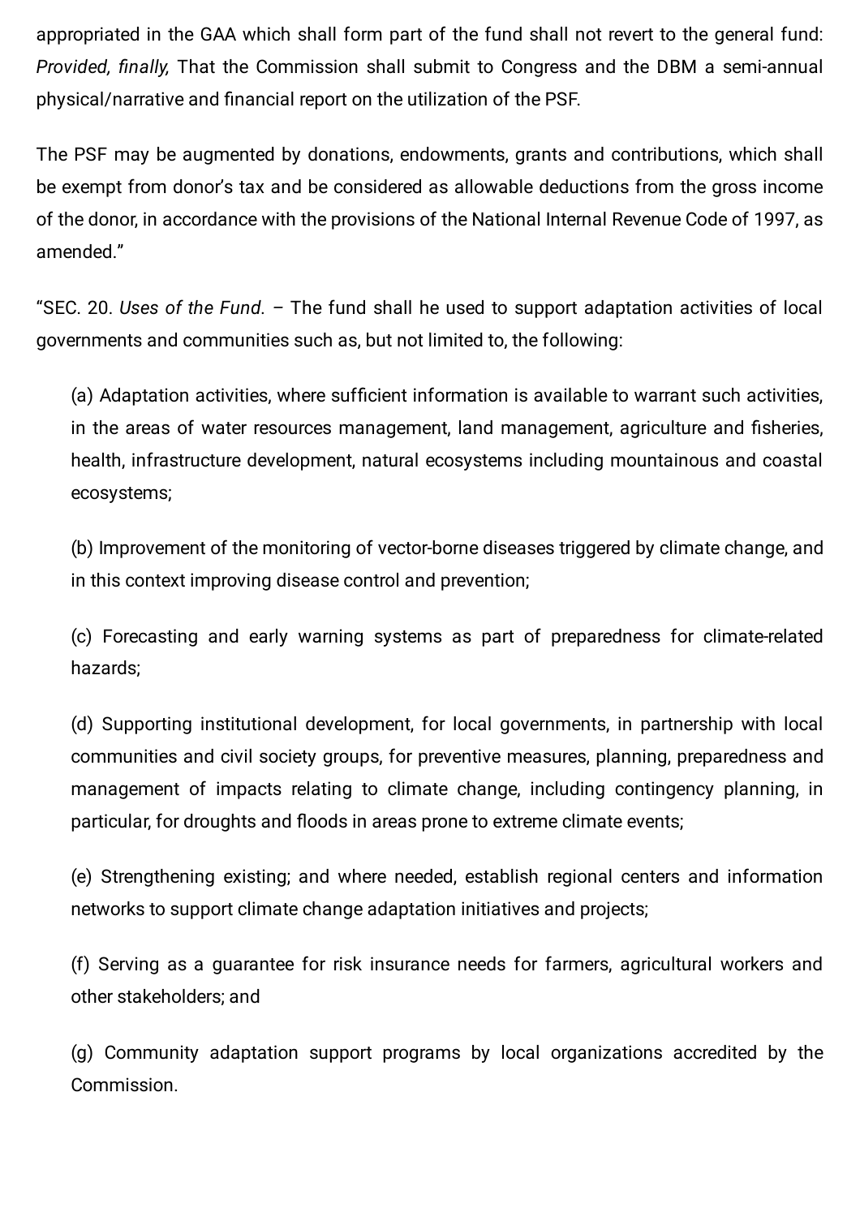appropriated in the GAA which shall form part of the fund shall not revert to the general fund: *Provided, finally,* That the Commission shall submit to Congress and the DBM a semi-annual physical/narrative and financial report on the utilization of the PSF.

The PSF may be augmented by donations, endowments, grants and contributions, which shall be exempt from donor's tax and be considered as allowable deductions from the gross income of the donor, in accordance with the provisions of the National Internal Revenue Code of 1997, as amended."

"SEC. 20. *Uses of the Fund.* – The fund shall he used to support adaptation activities of local governments and communities such as, but not limited to, the following:

(a) Adaptation activities, where sufficient information is available to warrant such activities, in the areas of water resources management, land management, agriculture and fisheries, health, infrastructure development, natural ecosystems including mountainous and coastal ecosystems;

(b) Improvement of the monitoring of vector-borne diseases triggered by climate change, and in this context improving disease control and prevention;

(c) Forecasting and early warning systems as part of preparedness for climate-related hazards;

(d) Supporting institutional development, for local governments, in partnership with local communities and civil society groups, for preventive measures, planning, preparedness and management of impacts relating to climate change, including contingency planning, in particular, for droughts and floods in areas prone to extreme climate events;

(e) Strengthening existing; and where needed, establish regional centers and information networks to support climate change adaptation initiatives and projects;

(f) Serving as a guarantee for risk insurance needs for farmers, agricultural workers and other stakeholders; and

(g) Community adaptation support programs by local organizations accredited by the Commission.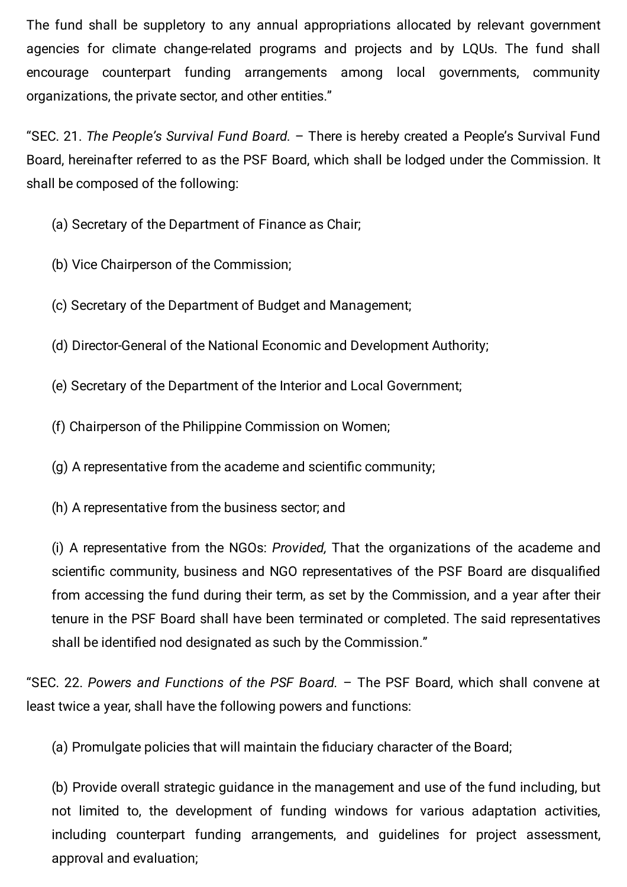The fund shall be suppletory to any annual appropriations allocated by relevant government agencies for climate change-related programs and projects and by LQUs. The fund shall encourage counterpart funding arrangements among local governments, community organizations, the private sector, and other entities."

"SEC. 21. *The People's Survival Fund Board.* – There is hereby created a People's Survival Fund Board, hereinafter referred to as the PSF Board, which shall be lodged under the Commission. It shall be composed of the following:

(a) Secretary of the Department of Finance as Chair;

(b) Vice Chairperson of the Commission;

(c) Secretary of the Department of Budget and Management;

(d) Director-General of the National Economic and Development Authority;

(e) Secretary of the Department of the Interior and Local Government;

(f) Chairperson of the Philippine Commission on Women;

(g) A representative from the academe and scientific community;

(h) A representative from the business sector; and

(i) A representative from the NGOs: *Provided,* That the organizations of the academe and scientific community, business and NGO representatives of the PSF Board are disqualified from accessing the fund during their term, as set by the Commission, and a year after their tenure in the PSF Board shall have been terminated or completed. The said representatives shall be identified nod designated as such by the Commission."

"SEC. 22. *Powers and Functions of the PSF Board.* – The PSF Board, which shall convene at least twice a year, shall have the following powers and functions:

(a) Promulgate policies that will maintain the fiduciary character of the Board;

(b) Provide overall strategic guidance in the management and use of the fund including, but not limited to, the development of funding windows for various adaptation activities, including counterpart funding arrangements, and guidelines for project assessment, approval and evaluation;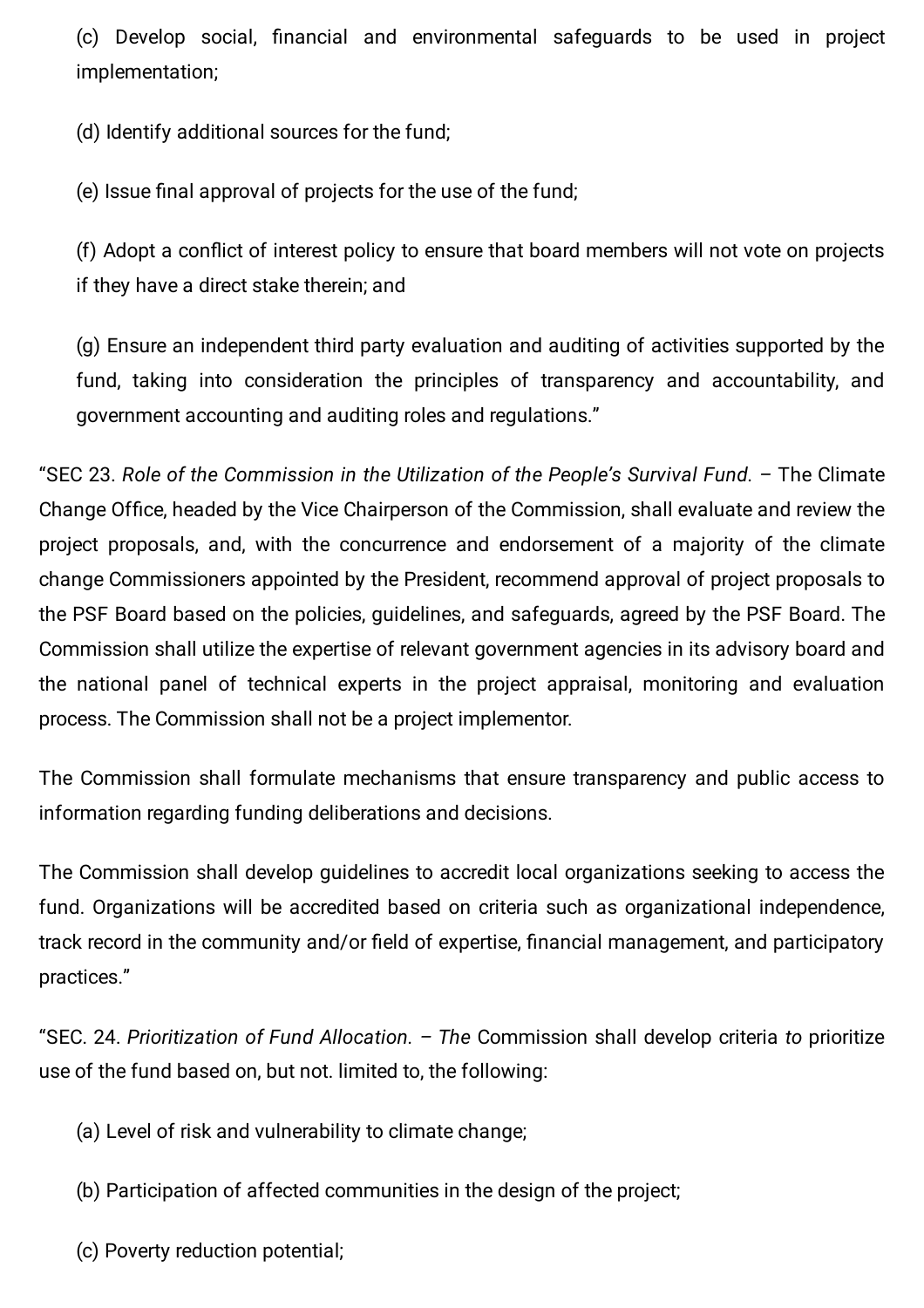(c) Develop social, financial and environmental safeguards to be used in project implementation;

(d) Identify additional sources for the fund;

(e) Issue final approval of projects for the use of the fund;

(f) Adopt a conflict of interest policy to ensure that board members will not vote on projects if they have a direct stake therein; and

(g) Ensure an independent third party evaluation and auditing of activities supported by the fund, taking into consideration the principles of transparency and accountability, and government accounting and auditing roles and regulations."

"SEC 23. *Role of the Commission in the Utilization of the People's Survival Fund.* – The Climate Change Office, headed by the Vice Chairperson of the Commission, shall evaluate and review the project proposals, and, with the concurrence and endorsement of a majority of the climate change Commissioners appointed by the President, recommend approval of project proposals to the PSF Board based on the policies, guidelines, and safeguards, agreed by the PSF Board. The Commission shall utilize the expertise of relevant government agencies in its advisory board and the national panel of technical experts in the project appraisal, monitoring and evaluation process. The Commission shall not be a project implementor.

The Commission shall formulate mechanisms that ensure transparency and public access to information regarding funding deliberations and decisions.

The Commission shall develop guidelines to accredit local organizations seeking to access the fund. Organizations will be accredited based on criteria such as organizational independence, track record in the community and/or field of expertise, financial management, and participatory practices."

"SEC. 24. *Prioritization of Fund Allocation. – The* Commission shall develop criteria *to* prioritize use of the fund based on, but not. limited to, the following:

(a) Level of risk and vulnerability to climate change;

(b) Participation of affected communities in the design of the project;

(c) Poverty reduction potential;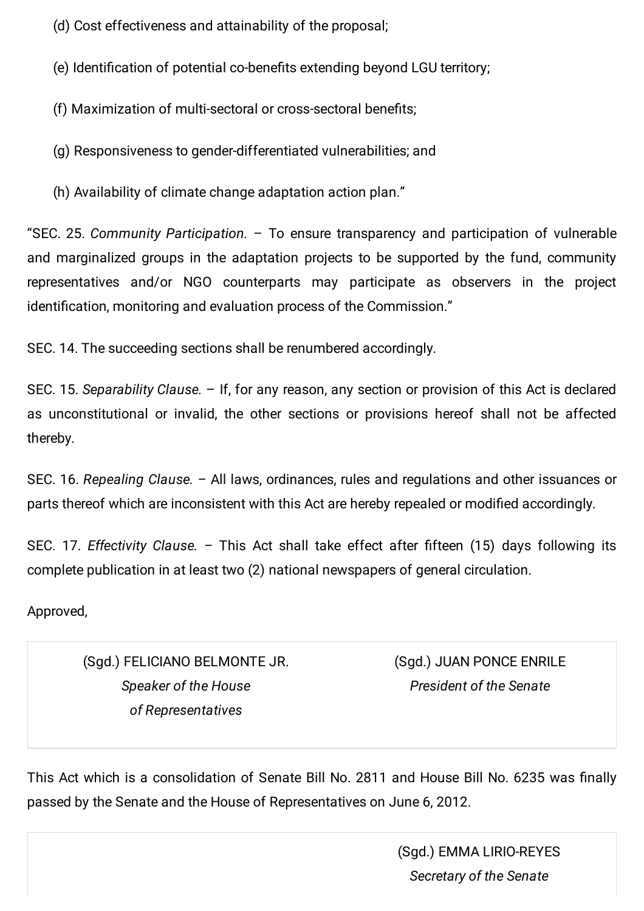(d) Cost effectiveness and attainability of the proposal;

(e) Identification of potential co-benefits extending beyond LGU territory;

(f) Maximization of multi-sectoral or cross-sectoral benefits;

(g) Responsiveness to gender-differentiated vulnerabilities; and

(h) Availability of climate change adaptation action plan."

"SEC. 25. *Community Participation*. – To ensure transparency and participation of vulnerable and marginalized groups in the adaptation projects to be supported by the fund, community representatives and/or NGO counterparts may participate as observers in the project identification, monitoring and evaluation process of the Commission."

SEC. 14. The succeeding sections shall be renumbered accordingly.

SEC. 15. *Separability Clause.* – If, for any reason, any section or provision of this Act is declared as unconstitutional or invalid, the other sections or provisions hereof shall not be affected thereby.

SEC. 16. *Repealing Clause.* – All laws, ordinances, rules and regulations and other issuances or parts thereof which are inconsistent with this Act are hereby repealed or modified accordingly.

SEC. 17. *Effectivity Clause.* – This Act shall take effect after fifteen (15) days following its complete publication in at least two (2) national newspapers of general circulation.

Approved,

| | |
|---|---|
| (Sgd.) FELICIANO BELMONTE JR.<br>*Speaker of the House of Representatives* | (Sgd.) JUAN PONCE ENRILE<br>*President of the Senate* |

This Act which is a consolidation of Senate Bill No. 2811 and House Bill No. 6235 was finally passed by the Senate and the House of Representatives on June 6, 2012.

| | |
|---|---|
| | (Sgd.) EMMA LIRIO-REYES<br>*Secretary of the Senate* |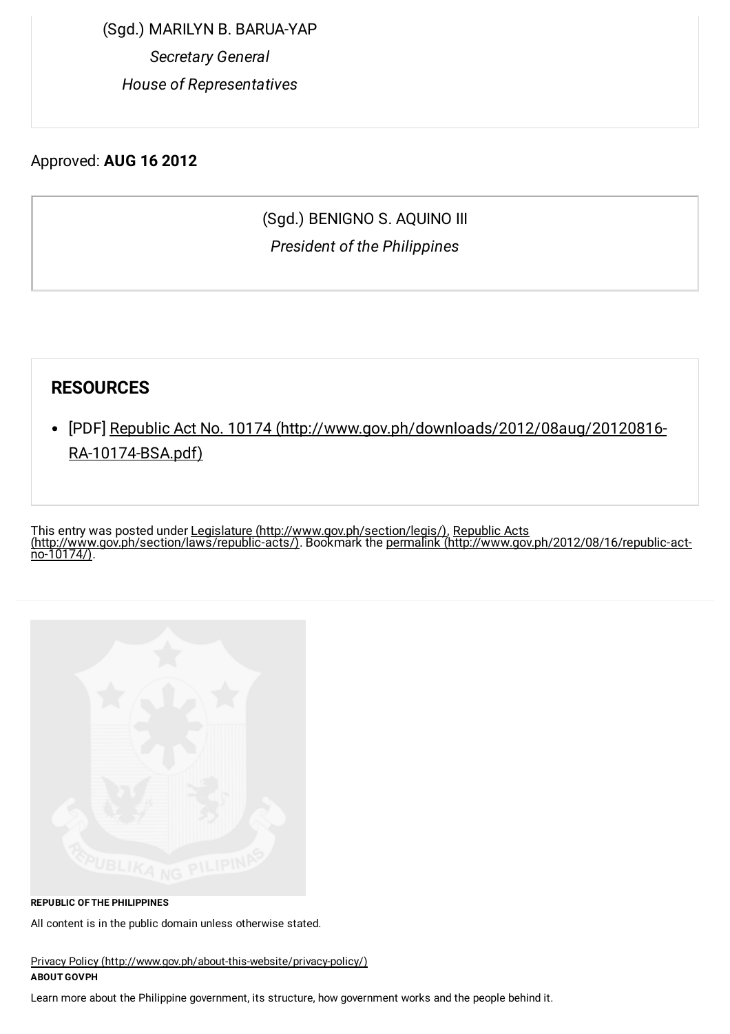(Sgd.) MARILYN B. BARUA-YAP

*Secretary General*

*House of Representatives*

Approved: **AUG 16 2012**

(Sgd.) BENIGNO S. AQUINO III

*President of the Philippines*

## RESOURCES

- [PDF] Republic Act No. 10174 (http://www.gov.ph/downloads/2012/08aug/20120816-RA-10174-BSA.pdf)

This entry was posted under Legislature (http://www.gov.ph/section/legis/), Republic Acts (http://www.gov.ph/section/laws/republic-acts/). Bookmark the permalink (http://www.gov.ph/2012/08/16/republic-act-no-10174/).

**REPUBLIC OF THE PHILIPPINES**

All content is in the public domain unless otherwise stated.

Privacy Policy (http://www.gov.ph/about-this-website/privacy-policy/)

**ABOUT GOVPH**

Learn more about the Philippine government, its structure, how government works and the people behind it.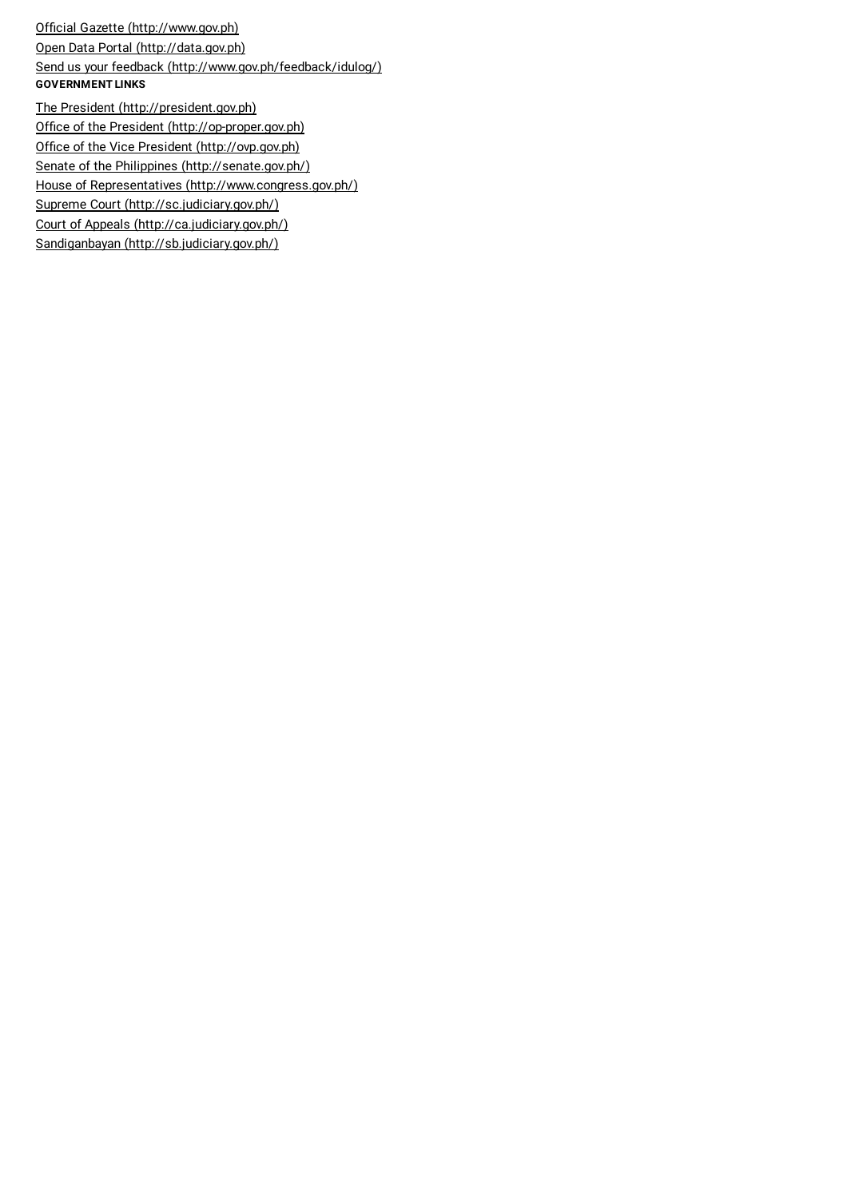Official Gazette (http://www.gov.ph)

Open Data Portal (http://data.gov.ph)

Send us your feedback (http://www.gov.ph/feedback/idulog/)

**GOVERNMENT LINKS**

The President (http://president.gov.ph)

Office of the President (http://op-proper.gov.ph)

Office of the Vice President (http://ovp.gov.ph)

Senate of the Philippines (http://senate.gov.ph/)

House of Representatives (http://www.congress.gov.ph/)

Supreme Court (http://sc.judiciary.gov.ph/)

Court of Appeals (http://ca.judiciary.gov.ph/)

Sandiganbayan (http://sb.judiciary.gov.ph/)